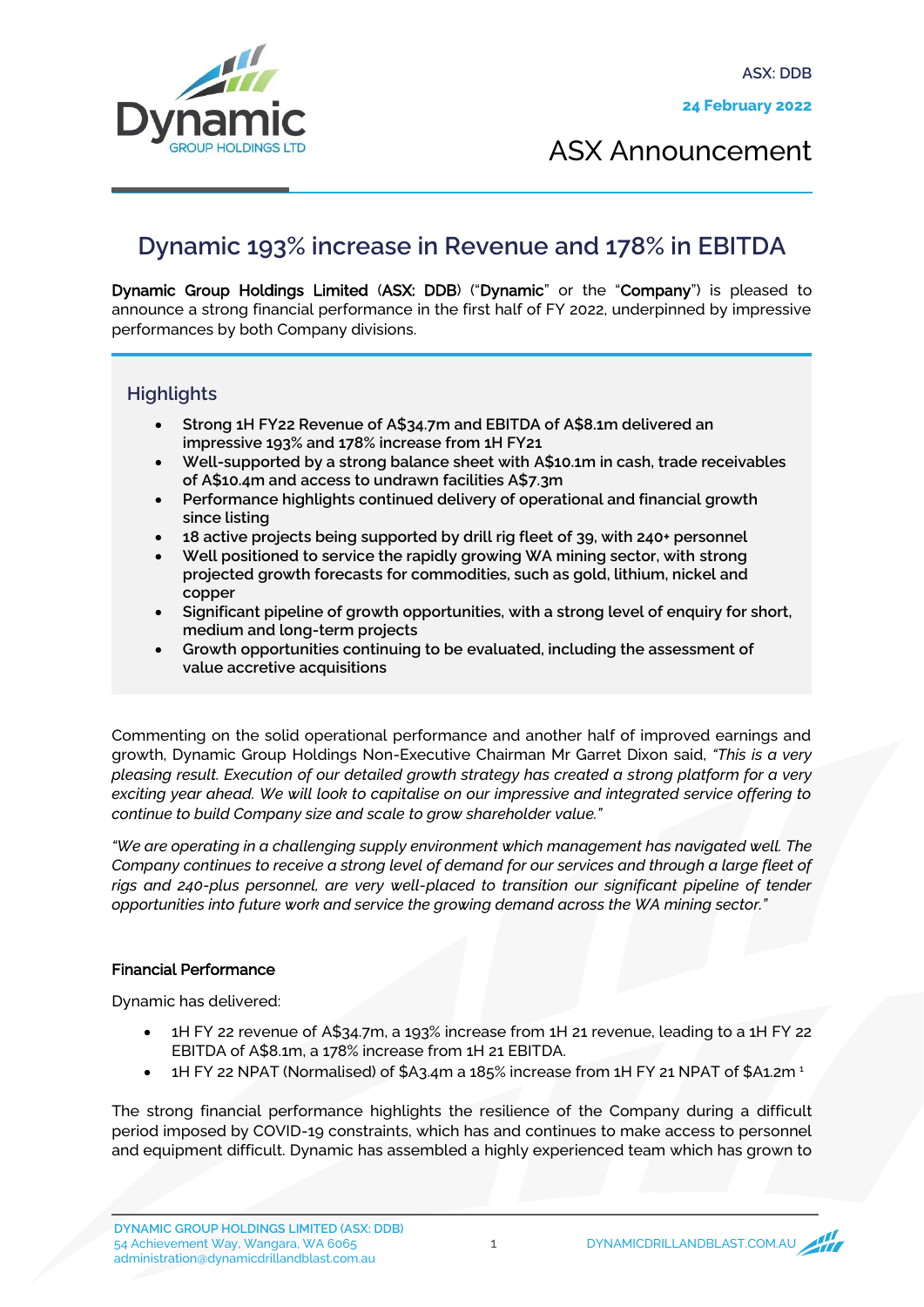ASX: DDB

**24 February 2022**

ASX Announcement

# Dynamic 193% increase in Revenue and 178% in EBITDA

**Dynamic Group Holdings Limited** (**ASX: DDB**) ("**Dynamic**" or the "**Company**") is pleased to announce a strong financial performance in the first half of FY 2022, underpinned by impressive performances by both Company divisions.

## Highlights

- **Strong 1H FY22 Revenue of A$34.7m and EBITDA of A$8.1m delivered an impressive 193% and 178% increase from 1H FY21**
- **Well-supported by a strong balance sheet with A$10.1m in cash, trade receivables of A$10.4m and access to undrawn facilities A$7.3m**
- **Performance highlights continued delivery of operational and financial growth since listing**
- **18 active projects being supported by drill rig fleet of 39, with 240+ personnel**
- **Well positioned to service the rapidly growing WA mining sector, with strong projected growth forecasts for commodities, such as gold, lithium, nickel and copper**
- **Significant pipeline of growth opportunities, with a strong level of enquiry for short, medium and long-term projects**
- **Growth opportunities continuing to be evaluated, including the assessment of value accretive acquisitions**

Commenting on the solid operational performance and another half of improved earnings and growth, Dynamic Group Holdings Non-Executive Chairman Mr Garret Dixon said, *"This is a very pleasing result. Execution of our detailed growth strategy has created a strong platform for a very exciting year ahead. We will look to capitalise on our impressive and integrated service offering to continue to build Company size and scale to grow shareholder value."*

*"We are operating in a challenging supply environment which management has navigated well. The Company continues to receive a strong level of demand for our services and through a large fleet of rigs and 240-plus personnel, are very well-placed to transition our significant pipeline of tender opportunities into future work and service the growing demand across the WA mining sector."*

### Financial Performance

Dynamic has delivered:

- 1H FY 22 revenue of A$34.7m, a 193% increase from 1H 21 revenue, leading to a 1H FY 22 EBITDA of A$8.1m, a 178% increase from 1H 21 EBITDA.
- 1H FY 22 NPAT (Normalised) of $A3.4m a 185% increase from 1H FY 21 NPAT of $A1.2m [1]

The strong financial performance highlights the resilience of the Company during a difficult period imposed by COVID-19 constraints, which has and continues to make access to personnel and equipment difficult. Dynamic has assembled a highly experienced team which has grown to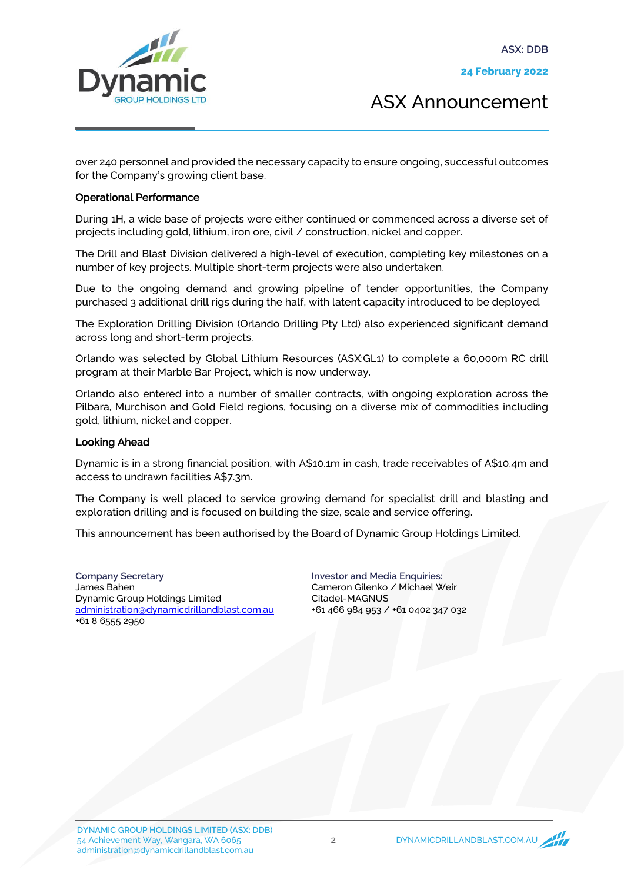over 240 personnel and provided the necessary capacity to ensure ongoing, successful outcomes for the Company's growing client base.

**Operational Performance**

During 1H, a wide base of projects were either continued or commenced across a diverse set of projects including gold, lithium, iron ore, civil / construction, nickel and copper.

The Drill and Blast Division delivered a high-level of execution, completing key milestones on a number of key projects. Multiple short-term projects were also undertaken.

Due to the ongoing demand and growing pipeline of tender opportunities, the Company purchased 3 additional drill rigs during the half, with latent capacity introduced to be deployed.

The Exploration Drilling Division (Orlando Drilling Pty Ltd) also experienced significant demand across long and short-term projects.

Orlando was selected by Global Lithium Resources (ASX:GL1) to complete a 60,000m RC drill program at their Marble Bar Project, which is now underway.

Orlando also entered into a number of smaller contracts, with ongoing exploration across the Pilbara, Murchison and Gold Field regions, focusing on a diverse mix of commodities including gold, lithium, nickel and copper.

**Looking Ahead**

Dynamic is in a strong financial position, with A$10.1m in cash, trade receivables of A$10.4m and access to undrawn facilities A$7.3m.

The Company is well placed to service growing demand for specialist drill and blasting and exploration drilling and is focused on building the size, scale and service offering.

This announcement has been authorised by the Board of Dynamic Group Holdings Limited.

**Company Secretary**
James Bahen
Dynamic Group Holdings Limited
administration@dynamicdrillandblast.com.au
+61 8 6555 2950

**Investor and Media Enquiries:**
Cameron Gilenko / Michael Weir
Citadel-MAGNUS
+61 466 984 953 / +61 0402 347 032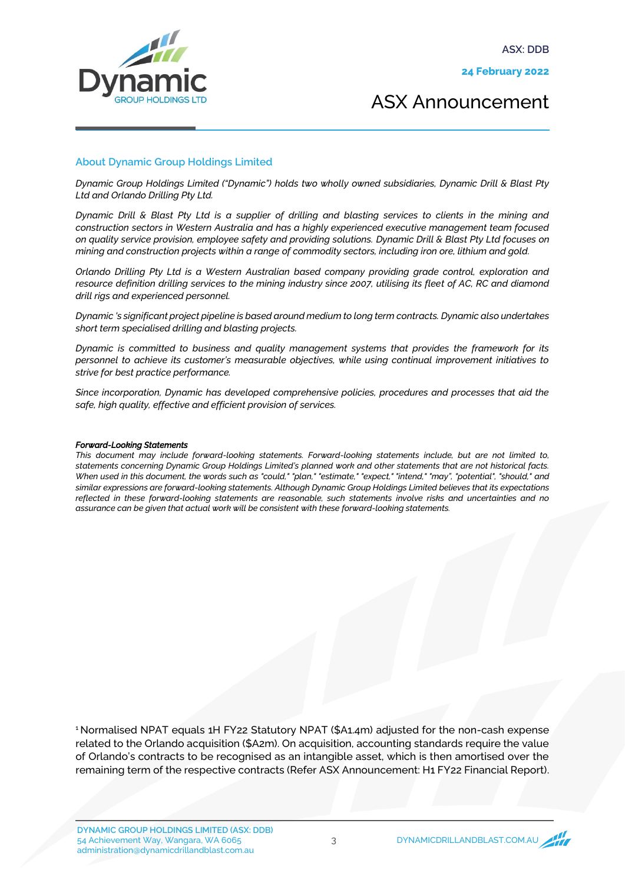## About Dynamic Group Holdings Limited

*Dynamic Group Holdings Limited ("Dynamic") holds two wholly owned subsidiaries, Dynamic Drill & Blast Pty Ltd and Orlando Drilling Pty Ltd.*

*Dynamic Drill & Blast Pty Ltd is a supplier of drilling and blasting services to clients in the mining and construction sectors in Western Australia and has a highly experienced executive management team focused on quality service provision, employee safety and providing solutions. Dynamic Drill & Blast Pty Ltd focuses on mining and construction projects within a range of commodity sectors, including iron ore, lithium and gold.*

*Orlando Drilling Pty Ltd is a Western Australian based company providing grade control, exploration and resource definition drilling services to the mining industry since 2007, utilising its fleet of AC, RC and diamond drill rigs and experienced personnel.*

*Dynamic 's significant project pipeline is based around medium to long term contracts. Dynamic also undertakes short term specialised drilling and blasting projects.*

*Dynamic is committed to business and quality management systems that provides the framework for its personnel to achieve its customer's measurable objectives, while using continual improvement initiatives to strive for best practice performance.*

*Since incorporation, Dynamic has developed comprehensive policies, procedures and processes that aid the safe, high quality, effective and efficient provision of services.*

***Forward-Looking Statements***

*This document may include forward-looking statements. Forward-looking statements include, but are not limited to, statements concerning Dynamic Group Holdings Limited's planned work and other statements that are not historical facts. When used in this document, the words such as "could," "plan," "estimate," "expect," "intend," "may", "potential", "should," and similar expressions are forward-looking statements. Although Dynamic Group Holdings Limited believes that its expectations reflected in these forward-looking statements are reasonable, such statements involve risks and uncertainties and no assurance can be given that actual work will be consistent with these forward-looking statements.*

[1] Normalised NPAT equals 1H FY22 Statutory NPAT ($A1.4m) adjusted for the non-cash expense related to the Orlando acquisition ($A2m). On acquisition, accounting standards require the value of Orlando's contracts to be recognised as an intangible asset, which is then amortised over the remaining term of the respective contracts (Refer ASX Announcement: H1 FY22 Financial Report).